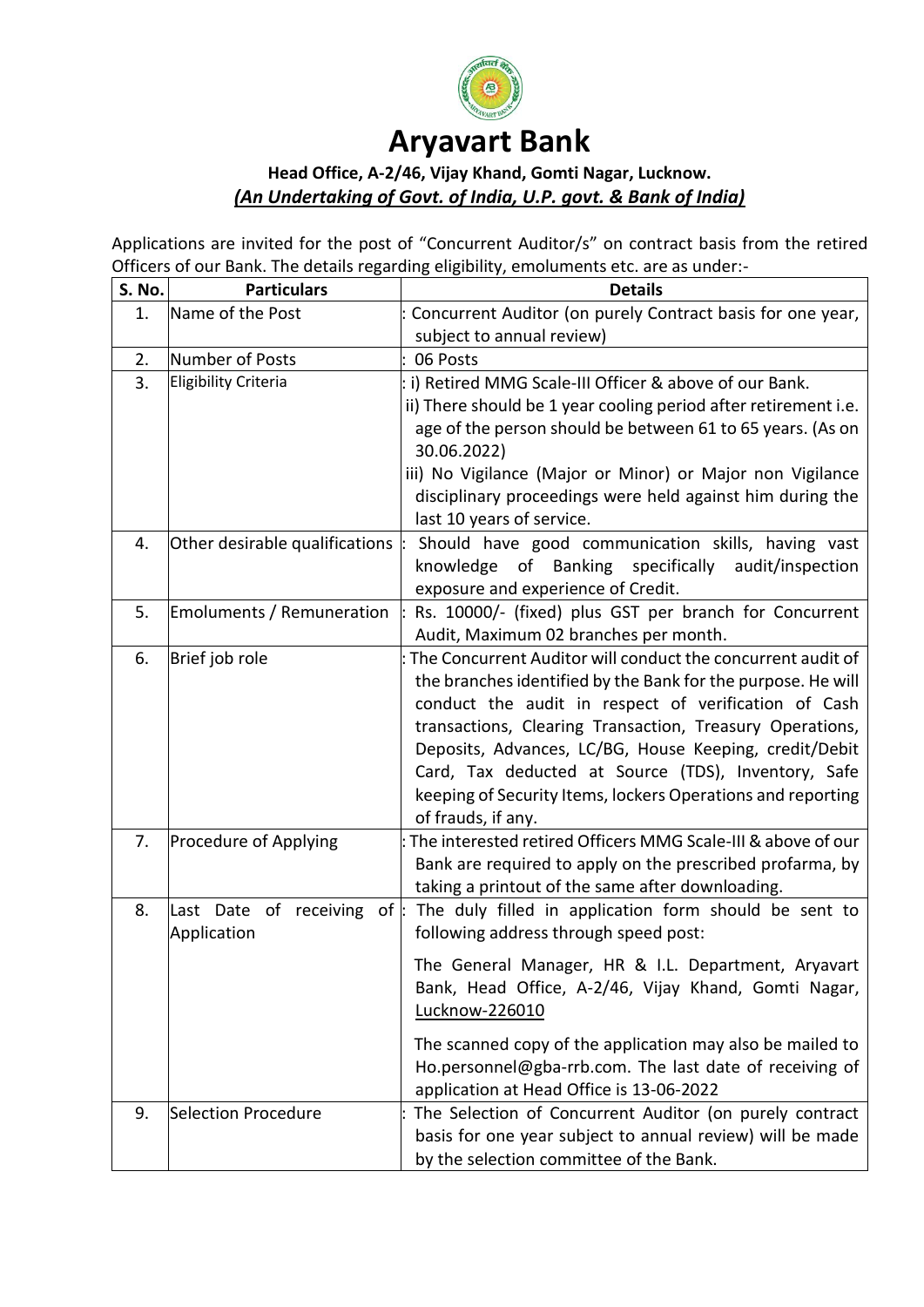# Aryavart Bank

**Head Office, A-2/46, Vijay Khand, Gomti Nagar, Lucknow.**

***(An Undertaking of Govt. of India, U.P. govt. & Bank of India)***

Applications are invited for the post of "Concurrent Auditor/s" on contract basis from the retired Officers of our Bank. The details regarding eligibility, emoluments etc. are as under:-

| S. No. | Particulars | Details |
|---|---|---|
| 1. | Name of the Post | : Concurrent Auditor (on purely Contract basis for one year, subject to annual review) |
| 2. | Number of Posts | : 06 Posts |
| 3. | Eligibility Criteria | : i) Retired MMG Scale-III Officer & above of our Bank.<br>ii) There should be 1 year cooling period after retirement i.e. age of the person should be between 61 to 65 years. (As on 30.06.2022)<br>iii) No Vigilance (Major or Minor) or Major non Vigilance disciplinary proceedings were held against him during the last 10 years of service. |
| 4. | Other desirable qualifications | : Should have good communication skills, having vast knowledge of Banking specifically audit/inspection exposure and experience of Credit. |
| 5. | Emoluments / Remuneration | : Rs. 10000/- (fixed) plus GST per branch for Concurrent Audit, Maximum 02 branches per month. |
| 6. | Brief job role | : The Concurrent Auditor will conduct the concurrent audit of the branches identified by the Bank for the purpose. He will conduct the audit in respect of verification of Cash transactions, Clearing Transaction, Treasury Operations, Deposits, Advances, LC/BG, House Keeping, credit/Debit Card, Tax deducted at Source (TDS), Inventory, Safe keeping of Security Items, lockers Operations and reporting of frauds, if any. |
| 7. | Procedure of Applying | : The interested retired Officers MMG Scale-III & above of our Bank are required to apply on the prescribed profarma, by taking a printout of the same after downloading. |
| 8. | Last Date of receiving of Application | : The duly filled in application form should be sent to following address through speed post:<br><br>The General Manager, HR & I.L. Department, Aryavart Bank, Head Office, A-2/46, Vijay Khand, Gomti Nagar, Lucknow-226010<br><br>The scanned copy of the application may also be mailed to Ho.personnel@gba-rrb.com. The last date of receiving of application at Head Office is 13-06-2022 |
| 9. | Selection Procedure | : The Selection of Concurrent Auditor (on purely contract basis for one year subject to annual review) will be made by the selection committee of the Bank. |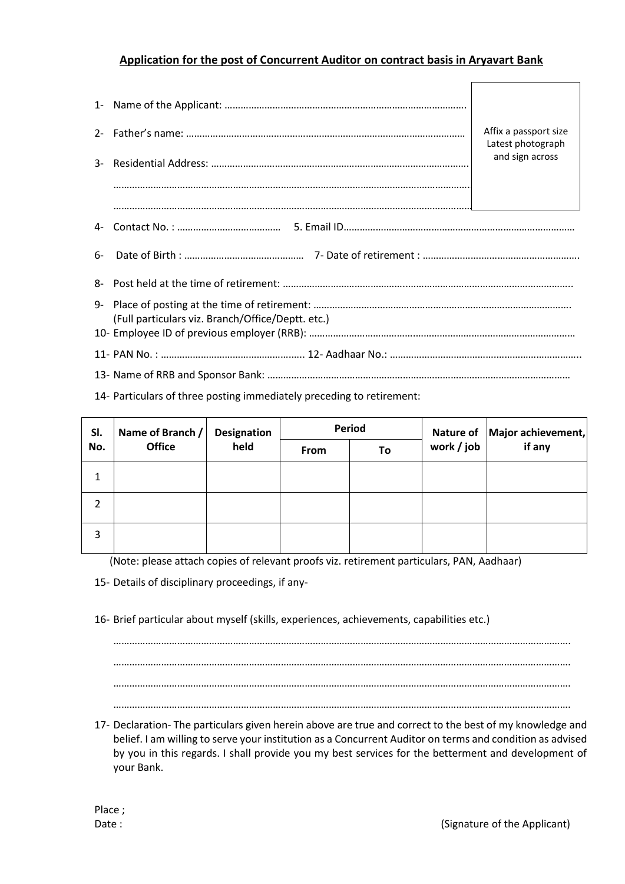## Application for the post of Concurrent Auditor on contract basis in Aryavart Bank

Affix a passport size Latest photograph and sign across

1- Name of the Applicant: ……………………………………………………………………………

2- Father's name: ……………………………………………………………………………………

3- Residential Address: ……………………………………………………………………………

………………………………………………………………………………………………………………

………………………………………………………………………………………………………………

4- Contact No. : ………………………………… 5. Email ID…………………………………………………………………………

6- Date of Birth : ……………………………………… 7- Date of retirement : ………………………………………………….

8- Post held at the time of retirement: ………………………………………………………………………………………..

9- Place of posting at the time of retirement: …………………………………………………………………………….
(Full particulars viz. Branch/Office/Deptt. etc.)

10- Employee ID of previous employer (RRB): ………………………………………………………………………………

11- PAN No. : ………………………………………………. 12- Aadhaar No.: ……………………………………………………………..

13- Name of RRB and Sponsor Bank: …………………………………………………………………………………………

14- Particulars of three posting immediately preceding to retirement:

| Sl. No. | Name of Branch / Office | Designation held | Period | | Nature of work / job | Major achievement, if any |
|---|---|---|---|---|---|---|
| | | | From | To | | |
| 1 | | | | | | |
| 2 | | | | | | |
| 3 | | | | | | |

(Note: please attach copies of relevant proofs viz. retirement particulars, PAN, Aadhaar)

15- Details of disciplinary proceedings, if any-

16- Brief particular about myself (skills, experiences, achievements, capabilities etc.)

………………………………………………………………………………………………………………

………………………………………………………………………………………………………………

………………………………………………………………………………………………………………

………………………………………………………………………………………………………………

17- Declaration- The particulars given herein above are true and correct to the best of my knowledge and belief. I am willing to serve your institution as a Concurrent Auditor on terms and condition as advised by you in this regards. I shall provide you my best services for the betterment and development of your Bank.

Place ;
Date :

(Signature of the Applicant)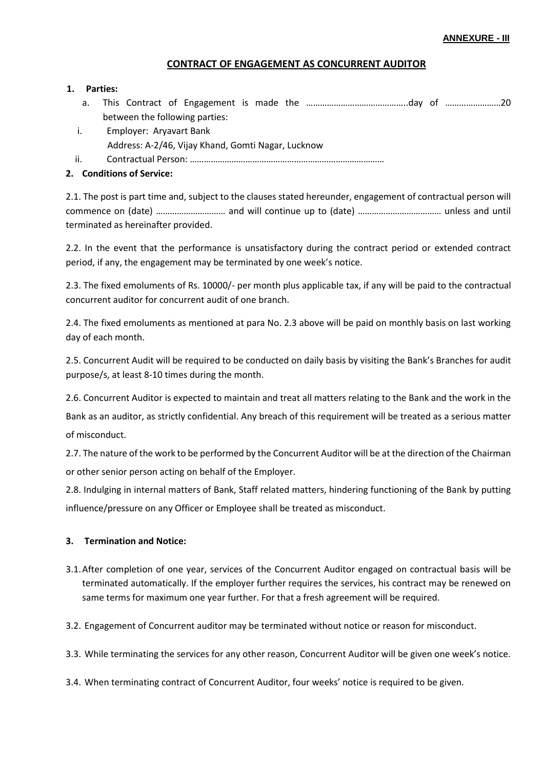**ANNEXURE - III**

## CONTRACT OF ENGAGEMENT AS CONCURRENT AUDITOR

**1. Parties:**

a. This Contract of Engagement is made the ……………………………………..day of ……………………20 between the following parties:

i. Employer: Aryavart Bank
   Address: A-2/46, Vijay Khand, Gomti Nagar, Lucknow

ii. Contractual Person: …………………………………………………………………………

**2. Conditions of Service:**

2.1. The post is part time and, subject to the clauses stated hereunder, engagement of contractual person will commence on (date) ………………………… and will continue up to (date) ……………………………… unless and until terminated as hereinafter provided.

2.2. In the event that the performance is unsatisfactory during the contract period or extended contract period, if any, the engagement may be terminated by one week's notice.

2.3. The fixed emoluments of Rs. 10000/- per month plus applicable tax, if any will be paid to the contractual concurrent auditor for concurrent audit of one branch.

2.4. The fixed emoluments as mentioned at para No. 2.3 above will be paid on monthly basis on last working day of each month.

2.5. Concurrent Audit will be required to be conducted on daily basis by visiting the Bank's Branches for audit purpose/s, at least 8-10 times during the month.

2.6. Concurrent Auditor is expected to maintain and treat all matters relating to the Bank and the work in the Bank as an auditor, as strictly confidential. Any breach of this requirement will be treated as a serious matter of misconduct.

2.7. The nature of the work to be performed by the Concurrent Auditor will be at the direction of the Chairman or other senior person acting on behalf of the Employer.

2.8. Indulging in internal matters of Bank, Staff related matters, hindering functioning of the Bank by putting influence/pressure on any Officer or Employee shall be treated as misconduct.

**3. Termination and Notice:**

3.1. After completion of one year, services of the Concurrent Auditor engaged on contractual basis will be terminated automatically. If the employer further requires the services, his contract may be renewed on same terms for maximum one year further. For that a fresh agreement will be required.

3.2. Engagement of Concurrent auditor may be terminated without notice or reason for misconduct.

3.3. While terminating the services for any other reason, Concurrent Auditor will be given one week's notice.

3.4. When terminating contract of Concurrent Auditor, four weeks' notice is required to be given.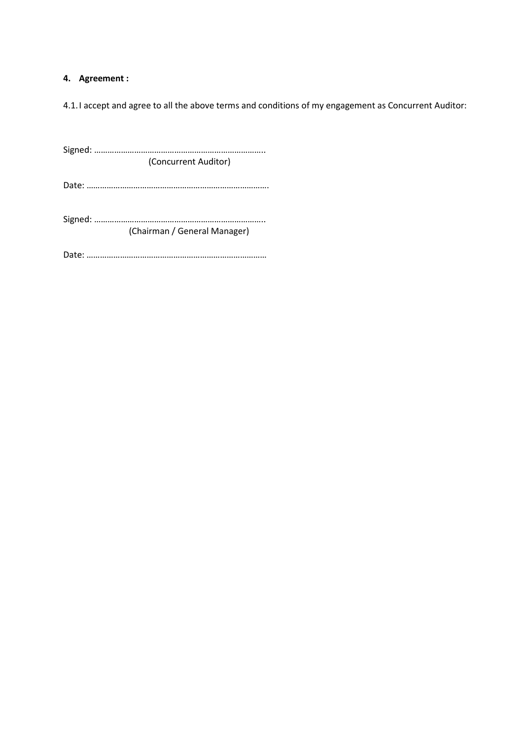**4. Agreement :**

4.1. I accept and agree to all the above terms and conditions of my engagement as Concurrent Auditor:

Signed: …………………………………………………………………..
(Concurrent Auditor)

Date: ……………………………………………………………………….

Signed: …………………………………………………………………..
(Chairman / General Manager)

Date: ………………………………………………………………………